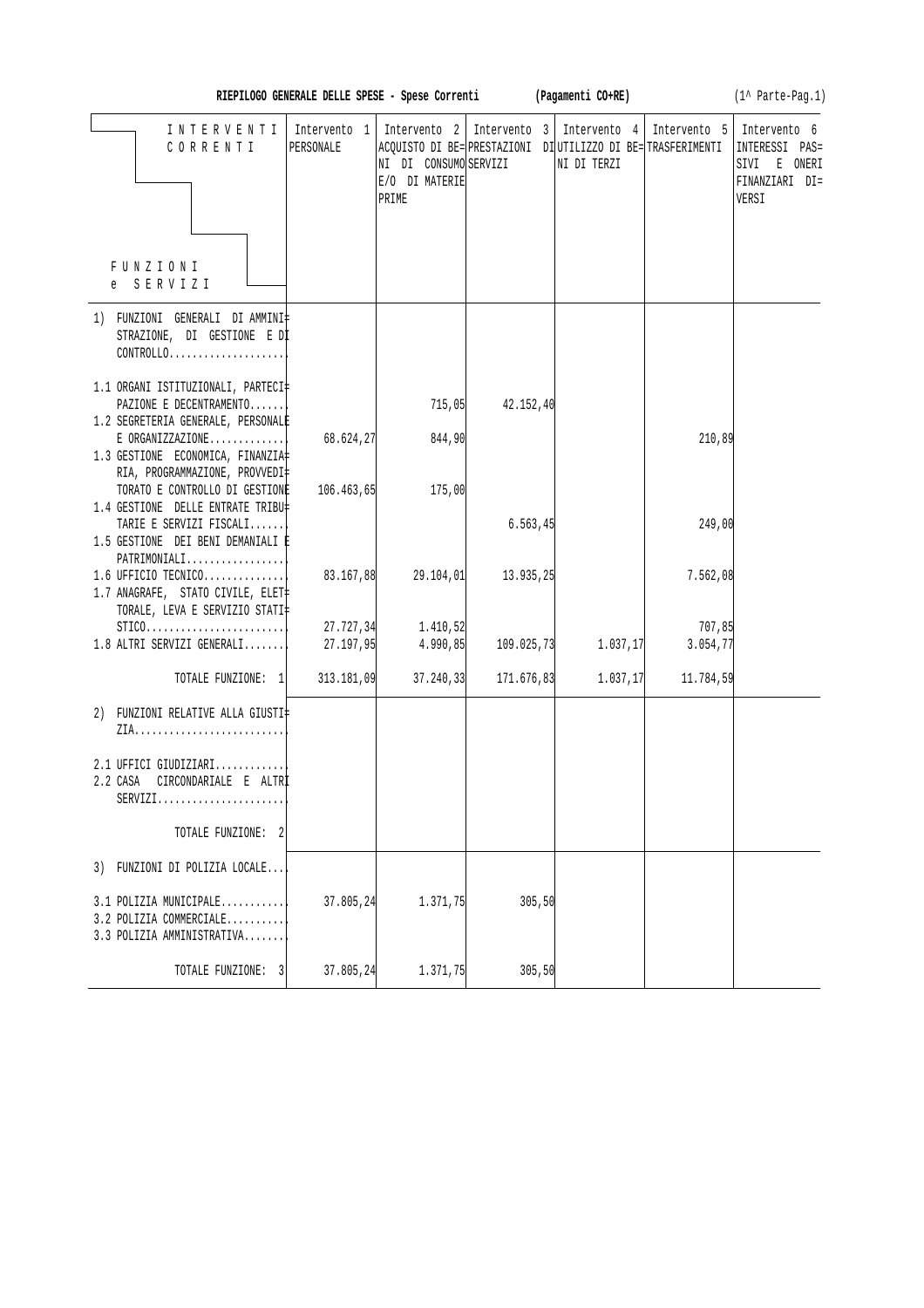**RIEPILOGO GENERALE DELLE SPESE - Spese Correnti (Pagamenti CO+RE)** (1^ Parte-Pag.1)

| INTERVENTI CORRENTI / FUNZIONI e SERVIZI | Intervento 1 PERSONALE | Intervento 2 ACQUISTO DI BENI DI CONSUMO E/O DI MATERIE PRIME | Intervento 3 PRESTAZIONI DI SERVIZI | Intervento 4 UTILIZZO DI BENI DI TERZI | Intervento 5 TRASFERIMENTI | Intervento 6 INTERESSI PASSIVI E ONERI FINANZIARI DIVERSI |
|---|---|---|---|---|---|---|
| 1) FUNZIONI GENERALI DI AMMINISTRAZIONE, DI GESTIONE E DI CONTROLLO.................... | | | | | | |
| 1.1 ORGANI ISTITUZIONALI, PARTECIPAZIONE E DECENTRAMENTO....... | | 715,05 | 42.152,40 | | | |
| 1.2 SEGRETERIA GENERALE, PERSONALE E ORGANIZZAZIONE............. | 68.624,27 | 844,90 | | | 210,89 | |
| 1.3 GESTIONE ECONOMICA, FINANZIARIA, PROGRAMMAZIONE, PROVVEDITORATO E CONTROLLO DI GESTIONE | 106.463,65 | 175,00 | | | | |
| 1.4 GESTIONE DELLE ENTRATE TRIBUTARIE E SERVIZI FISCALI....... | | | 6.563,45 | | 249,00 | |
| 1.5 GESTIONE DEI BENI DEMANIALI E PATRIMONIALI................. | | | | | | |
| 1.6 UFFICIO TECNICO.............. | 83.167,88 | 29.104,01 | 13.935,25 | | 7.562,08 | |
| 1.7 ANAGRAFE, STATO CIVILE, ELETTORALE, LEVA E SERVIZIO STATISTICO........................ | 27.727,34 | 1.410,52 | | | 707,85 | |
| 1.8 ALTRI SERVIZI GENERALI........ | 27.197,95 | 4.990,85 | 109.025,73 | 1.037,17 | 3.054,77 | |
| TOTALE FUNZIONE: 1 | 313.181,09 | 37.240,33 | 171.676,83 | 1.037,17 | 11.784,59 | |
| 2) FUNZIONI RELATIVE ALLA GIUSTIZIA.......................... | | | | | | |
| 2.1 UFFICI GIUDIZIARI............ | | | | | | |
| 2.2 CASA CIRCONDARIALE E ALTRI SERVIZI....................... | | | | | | |
| TOTALE FUNZIONE: 2 | | | | | | |
| 3) FUNZIONI DI POLIZIA LOCALE.... | | | | | | |
| 3.1 POLIZIA MUNICIPALE........... | 37.805,24 | 1.371,75 | 305,50 | | | |
| 3.2 POLIZIA COMMERCIALE.......... | | | | | | |
| 3.3 POLIZIA AMMINISTRATIVA........ | | | | | | |
| TOTALE FUNZIONE: 3 | 37.805,24 | 1.371,75 | 305,50 | | | |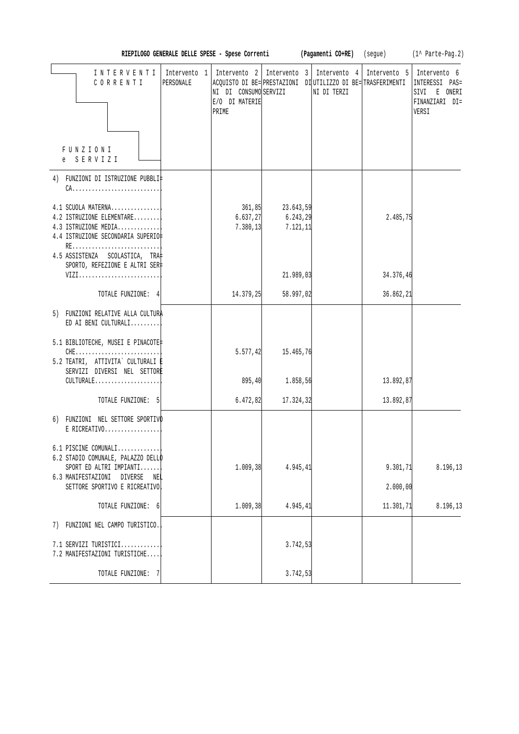**RIEPILOGO GENERALE DELLE SPESE - Spese Correnti (Pagamenti CO+RE)** (segue) (1^ Parte-Pag.2)

| INTERVENTI CORRENTI / FUNZIONI e SERVIZI | Intervento 1 PERSONALE | Intervento 2 ACQUISTO DI BENI DI CONSUMO E/O DI MATERIE PRIME | Intervento 3 PRESTAZIONI DI SERVIZI | Intervento 4 UTILIZZO DI BENI DI TERZI | Intervento 5 TRASFERIMENTI | Intervento 6 INTERESSI PASSIVI E ONERI FINANZIARI DIVERSI |
|---|---|---|---|---|---|---|
| 4) FUNZIONI DI ISTRUZIONE PUBBLICA........................... | | | | | | |
| 4.1 SCUOLA MATERNA............... | | 361,85 | 23.643,59 | | | |
| 4.2 ISTRUZIONE ELEMENTARE......... | | 6.637,27 | 6.243,29 | | 2.485,75 | |
| 4.3 ISTRUZIONE MEDIA............. | | 7.380,13 | 7.121,11 | | | |
| 4.4 ISTRUZIONE SECONDARIA SUPERIORE........................... | | | | | | |
| 4.5 ASSISTENZA SCOLASTICA, TRASPORTO, REFEZIONE E ALTRI SERVIZI.......................... | | | 21.989,03 | | 34.376,46 | |
| TOTALE FUNZIONE: 4 | | 14.379,25 | 58.997,02 | | 36.862,21 | |
| 5) FUNZIONI RELATIVE ALLA CULTURA ED AI BENI CULTURALI......... | | | | | | |
| 5.1 BIBLIOTECHE, MUSEI E PINACOTECHE.......................... | | 5.577,42 | 15.465,76 | | | |
| 5.2 TEATRI, ATTIVITA` CULTURALI E SERVIZI DIVERSI NEL SETTORE CULTURALE.................... | | 895,40 | 1.858,56 | | 13.892,87 | |
| TOTALE FUNZIONE: 5 | | 6.472,82 | 17.324,32 | | 13.892,87 | |
| 6) FUNZIONI NEL SETTORE SPORTIVO E RICREATIVO................. | | | | | | |
| 6.1 PISCINE COMUNALI............. | | | | | | |
| 6.2 STADIO COMUNALE, PALAZZO DELLO SPORT ED ALTRI IMPIANTI....... | | 1.009,38 | 4.945,41 | | 9.301,71 | 8.196,13 |
| 6.3 MANIFESTAZIONI DIVERSE NEL SETTORE SPORTIVO E RICREATIVO | | | | | 2.000,00 | |
| TOTALE FUNZIONE: 6 | | 1.009,38 | 4.945,41 | | 11.301,71 | 8.196,13 |
| 7) FUNZIONI NEL CAMPO TURISTICO.. | | | | | | |
| 7.1 SERVIZI TURISTICI............ | | | 3.742,53 | | | |
| 7.2 MANIFESTAZIONI TURISTICHE.... | | | | | | |
| TOTALE FUNZIONE: 7 | | | 3.742,53 | | | |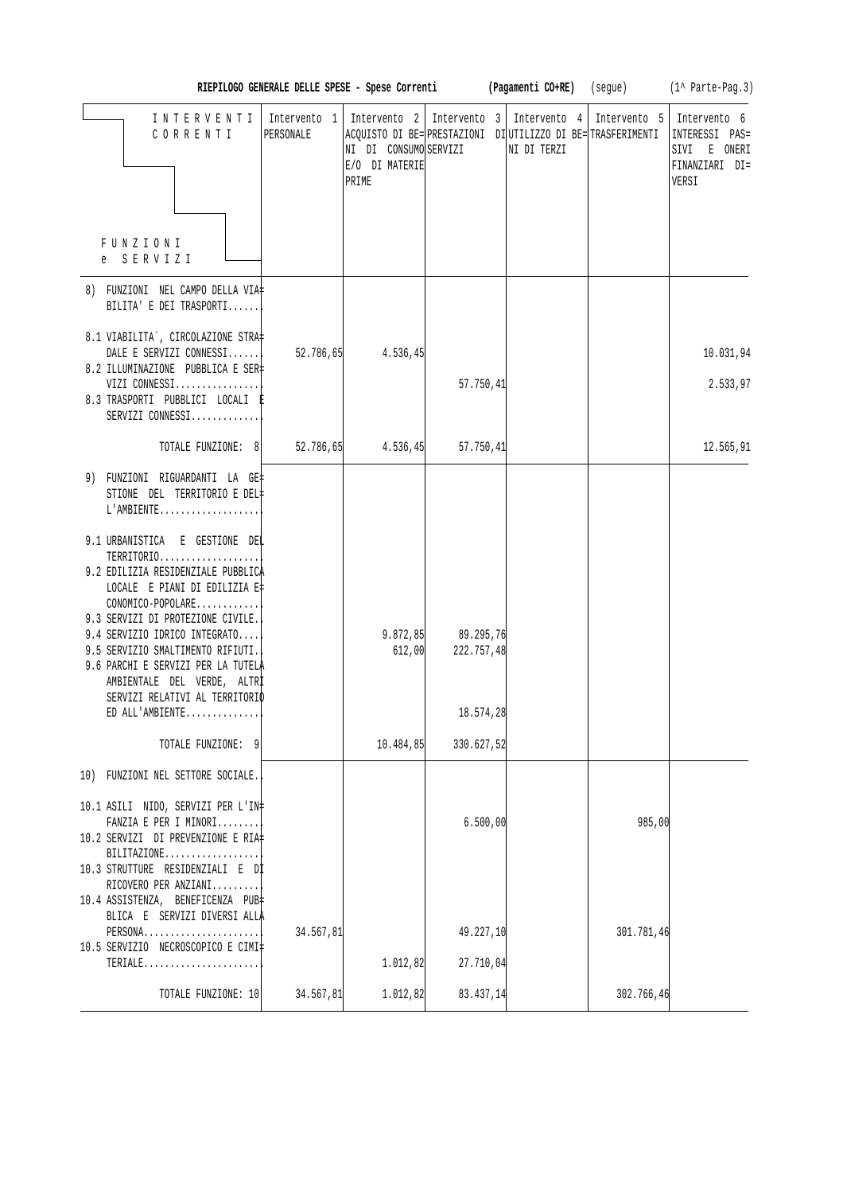**RIEPILOGO GENERALE DELLE SPESE - Spese Correnti (Pagamenti CO+RE)** (segue) (1^ Parte-Pag.3)

| INTERVENTI CORRENTI / FUNZIONI e SERVIZI | Intervento 1 PERSONALE | Intervento 2 ACQUISTO DI BENI DI CONSUMO E/O DI MATERIE PRIME | Intervento 3 PRESTAZIONI DI SERVIZI | Intervento 4 UTILIZZO DI BENI DI TERZI | Intervento 5 TRASFERIMENTI | Intervento 6 INTERESSI PASSIVI E ONERI FINANZIARI DIVERSI |
|---|---|---|---|---|---|---|
| 8) FUNZIONI NEL CAMPO DELLA VIABILITA' E DEI TRASPORTI...... | | | | | | |
| 8.1 VIABILITA`, CIRCOLAZIONE STRADALE E SERVIZI CONNESSI....... | 52.786,65 | 4.536,45 | | | | 10.031,94 |
| 8.2 ILLUMINAZIONE PUBBLICA E SERVIZI CONNESSI................ | | | 57.750,41 | | | 2.533,97 |
| 8.3 TRASPORTI PUBBLICI LOCALI E SERVIZI CONNESSI............. | | | | | | |
| TOTALE FUNZIONE: 8 | 52.786,65 | 4.536,45 | 57.750,41 | | | 12.565,91 |
| 9) FUNZIONI RIGUARDANTI LA GESTIONE DEL TERRITORIO E DELL'AMBIENTE................... | | | | | | |
| 9.1 URBANISTICA E GESTIONE DEL TERRITORIO................... | | | | | | |
| 9.2 EDILIZIA RESIDENZIALE PUBBLICA LOCALE E PIANI DI EDILIZIA ECONOMICO-POPOLARE............ | | | | | | |
| 9.3 SERVIZI DI PROTEZIONE CIVILE.. | | | | | | |
| 9.4 SERVIZIO IDRICO INTEGRATO..... | | 9.872,85 | 89.295,76 | | | |
| 9.5 SERVIZIO SMALTIMENTO RIFIUTI.. | | 612,00 | 222.757,48 | | | |
| 9.6 PARCHI E SERVIZI PER LA TUTELA AMBIENTALE DEL VERDE, ALTRI SERVIZI RELATIVI AL TERRITORIO ED ALL'AMBIENTE.............. | | | 18.574,28 | | | |
| TOTALE FUNZIONE: 9 | | 10.484,85 | 330.627,52 | | | |
| 10) FUNZIONI NEL SETTORE SOCIALE.. | | | | | | |
| 10.1 ASILI NIDO, SERVIZI PER L'INFANZIA E PER I MINORI........ | | | 6.500,00 | | 985,00 | |
| 10.2 SERVIZI DI PREVENZIONE E RIABILITAZIONE.................. | | | | | | |
| 10.3 STRUTTURE RESIDENZIALI E DI RICOVERO PER ANZIANI......... | | | | | | |
| 10.4 ASSISTENZA, BENEFICENZA PUBBLICA E SERVIZI DIVERSI ALLA PERSONA...................... | 34.567,81 | | 49.227,10 | | 301.781,46 | |
| 10.5 SERVIZIO NECROSCOPICO E CIMITERIALE...................... | | 1.012,82 | 27.710,04 | | | |
| TOTALE FUNZIONE: 10 | 34.567,81 | 1.012,82 | 83.437,14 | | 302.766,46 | |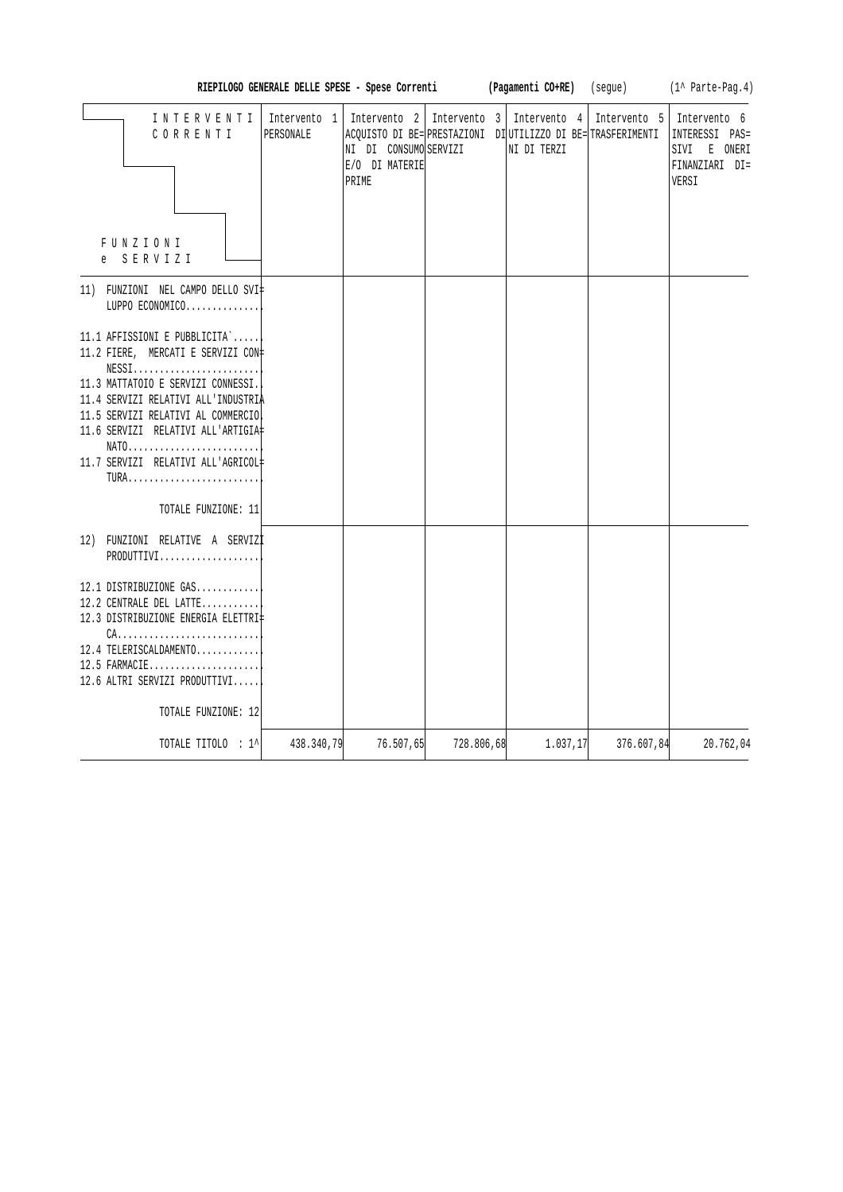**RIEPILOGO GENERALE DELLE SPESE - Spese Correnti** **(Pagamenti CO+RE)** (segue) (1^ Parte-Pag.4)

| INTERVENTI CORRENTI / FUNZIONI e SERVIZI | Intervento 1 PERSONALE | Intervento 2 ACQUISTO DI BE= NI DI CONSUMO E/O DI MATERIE PRIME | Intervento 3 PRESTAZIONI SERVIZI | Intervento 4 DI UTILIZZO DI BE= NI DI TERZI | Intervento 5 TRASFERIMENTI | Intervento 6 INTERESSI PAS= SIVI E ONERI FINANZIARI DI= VERSI |
|---|---|---|---|---|---|---|
| 11) FUNZIONI NEL CAMPO DELLO SVI= LUPPO ECONOMICO.............. | | | | | | |
| 11.1 AFFISSIONI E PUBBLICITA`...... | | | | | | |
| 11.2 FIERE, MERCATI E SERVIZI CON= NESSI........................ | | | | | | |
| 11.3 MATTATOIO E SERVIZI CONNESSI.. | | | | | | |
| 11.4 SERVIZI RELATIVI ALL'INDUSTRIA | | | | | | |
| 11.5 SERVIZI RELATIVI AL COMMERCIO. | | | | | | |
| 11.6 SERVIZI RELATIVI ALL'ARTIGIA= NATO.......................... | | | | | | |
| 11.7 SERVIZI RELATIVI ALL'AGRICOL= TURA.......................... | | | | | | |
| TOTALE FUNZIONE: 11 | | | | | | |
| 12) FUNZIONI RELATIVE A SERVIZI PRODUTTIVI................... | | | | | | |
| 12.1 DISTRIBUZIONE GAS............ | | | | | | |
| 12.2 CENTRALE DEL LATTE........... | | | | | | |
| 12.3 DISTRIBUZIONE ENERGIA ELETTRI= CA........................... | | | | | | |
| 12.4 TELERISCALDAMENTO............ | | | | | | |
| 12.5 FARMACIE..................... | | | | | | |
| 12.6 ALTRI SERVIZI PRODUTTIVI...... | | | | | | |
| TOTALE FUNZIONE: 12 | | | | | | |
| TOTALE TITOLO : 1^ | 438.340,79 | 76.507,65 | 728.806,68 | 1.037,17 | 376.607,84 | 20.762,04 |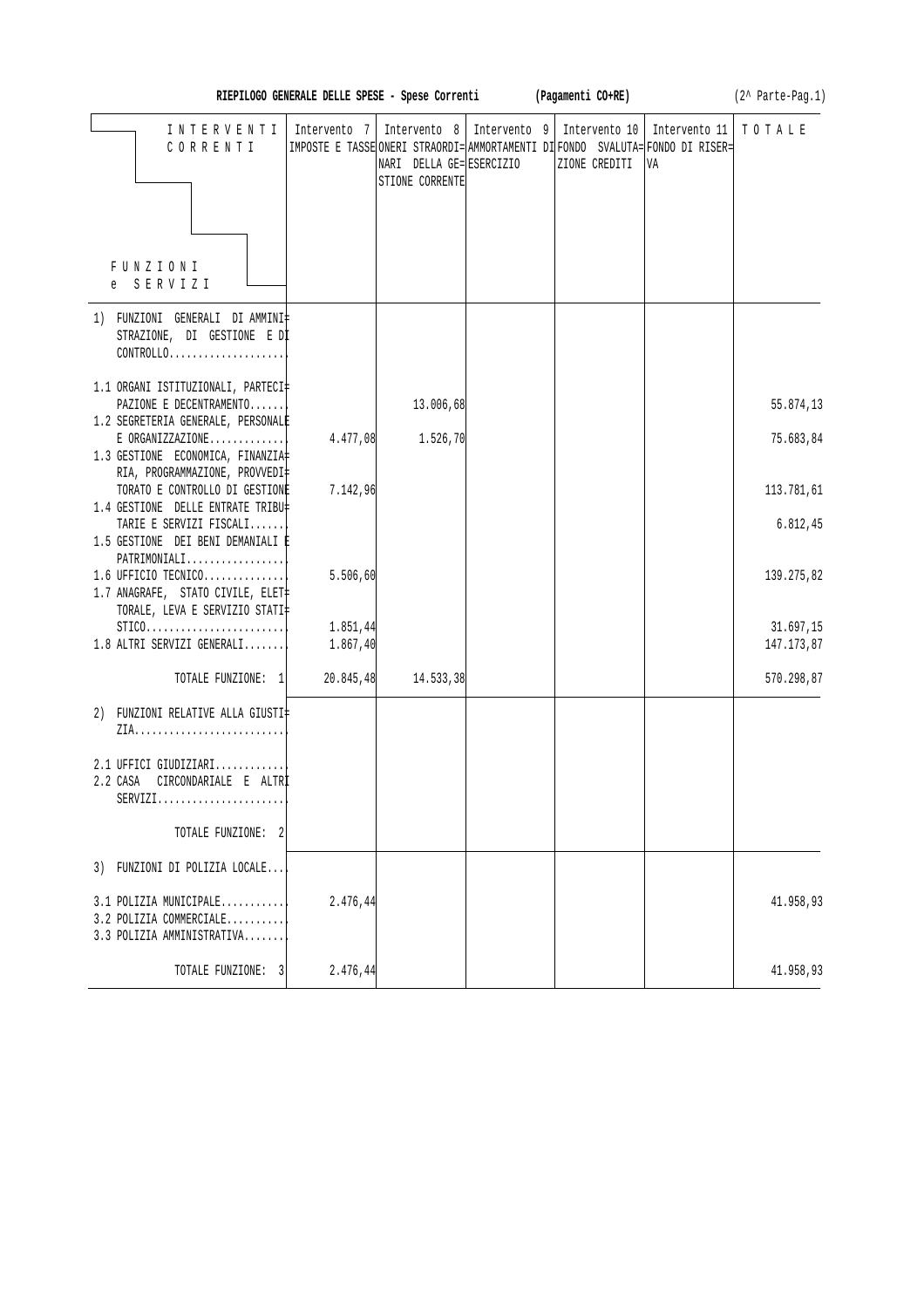**RIEPILOGO GENERALE DELLE SPESE - Spese Correnti (Pagamenti CO+RE)** (2^ Parte-Pag.1)

| INTERVENTI CORRENTI / FUNZIONI e SERVIZI | Intervento 7 IMPOSTE E TASSE | Intervento 8 ONERI STRAORDINARI DELLA GESTIONE CORRENTE | Intervento 9 AMMORTAMENTI DI ESERCIZIO | Intervento 10 FONDO SVALUTAZIONE CREDITI | Intervento 11 FONDO DI RISERVA | TOTALE |
|---|---|---|---|---|---|---|
| 1) FUNZIONI GENERALI DI AMMINISTRAZIONE, DI GESTIONE E DI CONTROLLO.................... | | | | | | |
| 1.1 ORGANI ISTITUZIONALI, PARTECIPAZIONE E DECENTRAMENTO....... | | 13.006,68 | | | | 55.874,13 |
| 1.2 SEGRETERIA GENERALE, PERSONALE E ORGANIZZAZIONE............. | 4.477,08 | 1.526,70 | | | | 75.683,84 |
| 1.3 GESTIONE ECONOMICA, FINANZIARIA, PROGRAMMAZIONE, PROVVEDITORATO E CONTROLLO DI GESTIONE | 7.142,96 | | | | | 113.781,61 |
| 1.4 GESTIONE DELLE ENTRATE TRIBUTARIE E SERVIZI FISCALI....... | | | | | | 6.812,45 |
| 1.5 GESTIONE DEI BENI DEMANIALI E PATRIMONIALI................. | | | | | | |
| 1.6 UFFICIO TECNICO.............. | 5.506,60 | | | | | 139.275,82 |
| 1.7 ANAGRAFE, STATO CIVILE, ELETTORALE, LEVA E SERVIZIO STATISTICO........................ | 1.851,44 | | | | | 31.697,15 |
| 1.8 ALTRI SERVIZI GENERALI........ | 1.867,40 | | | | | 147.173,87 |
| TOTALE FUNZIONE: 1 | 20.845,48 | 14.533,38 | | | | 570.298,87 |
| 2) FUNZIONI RELATIVE ALLA GIUSTIZIA.......................... | | | | | | |
| 2.1 UFFICI GIUDIZIARI............ | | | | | | |
| 2.2 CASA CIRCONDARIALE E ALTRI SERVIZI....................... | | | | | | |
| TOTALE FUNZIONE: 2 | | | | | | |
| 3) FUNZIONI DI POLIZIA LOCALE.... | | | | | | |
| 3.1 POLIZIA MUNICIPALE........... | 2.476,44 | | | | | 41.958,93 |
| 3.2 POLIZIA COMMERCIALE.......... | | | | | | |
| 3.3 POLIZIA AMMINISTRATIVA........ | | | | | | |
| TOTALE FUNZIONE: 3 | 2.476,44 | | | | | 41.958,93 |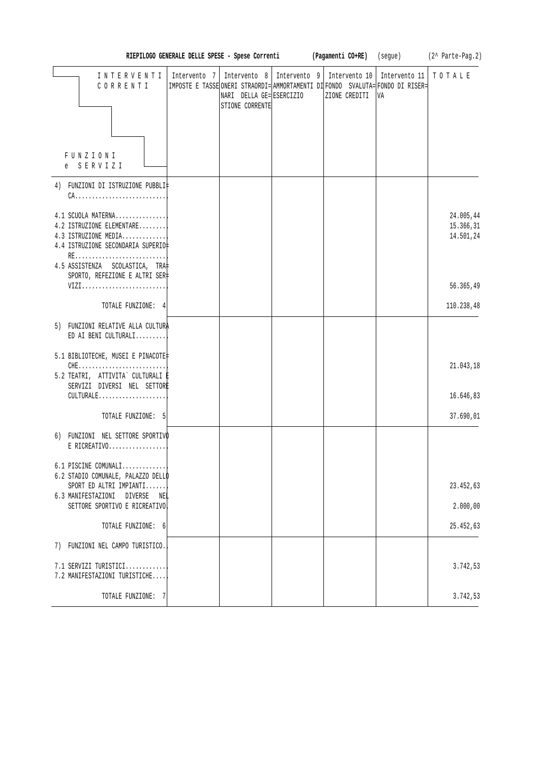**RIEPILOGO GENERALE DELLE SPESE - Spese Correnti** **(Pagamenti CO+RE)** (segue) (2^ Parte-Pag.2)

| INTERVENTI CORRENTI / FUNZIONI e SERVIZI | Intervento 7 IMPOSTE E TASSE | Intervento 8 ONERI STRAORDINARI DELLA GESTIONE CORRENTE | Intervento 9 AMMORTAMENTI DI ESERCIZIO | Intervento 10 FONDO SVALUTAZIONE CREDITI | Intervento 11 FONDO DI RISERVA | TOTALE |
|---|---|---|---|---|---|---|
| 4) FUNZIONI DI ISTRUZIONE PUBBLICA........................... | | | | | | |
| 4.1 SCUOLA MATERNA............... | | | | | | 24.005,44 |
| 4.2 ISTRUZIONE ELEMENTARE......... | | | | | | 15.366,31 |
| 4.3 ISTRUZIONE MEDIA............. | | | | | | 14.501,24 |
| 4.4 ISTRUZIONE SECONDARIA SUPERIORE........................... | | | | | | |
| 4.5 ASSISTENZA SCOLASTICA, TRASPORTO, REFEZIONE E ALTRI SERVIZI......................... | | | | | | 56.365,49 |
| TOTALE FUNZIONE: 4 | | | | | | 110.238,48 |
| 5) FUNZIONI RELATIVE ALLA CULTURA ED AI BENI CULTURALI......... | | | | | | |
| 5.1 BIBLIOTECHE, MUSEI E PINACOTECHE.......................... | | | | | | 21.043,18 |
| 5.2 TEATRI, ATTIVITA` CULTURALI E SERVIZI DIVERSI NEL SETTORE CULTURALE.................... | | | | | | 16.646,83 |
| TOTALE FUNZIONE: 5 | | | | | | 37.690,01 |
| 6) FUNZIONI NEL SETTORE SPORTIVO E RICREATIVO................. | | | | | | |
| 6.1 PISCINE COMUNALI............. | | | | | | |
| 6.2 STADIO COMUNALE, PALAZZO DELLO SPORT ED ALTRI IMPIANTI....... | | | | | | 23.452,63 |
| 6.3 MANIFESTAZIONI DIVERSE NEL SETTORE SPORTIVO E RICREATIVO | | | | | | 2.000,00 |
| TOTALE FUNZIONE: 6 | | | | | | 25.452,63 |
| 7) FUNZIONI NEL CAMPO TURISTICO.. | | | | | | |
| 7.1 SERVIZI TURISTICI............ | | | | | | 3.742,53 |
| 7.2 MANIFESTAZIONI TURISTICHE.... | | | | | | |
| TOTALE FUNZIONE: 7 | | | | | | 3.742,53 |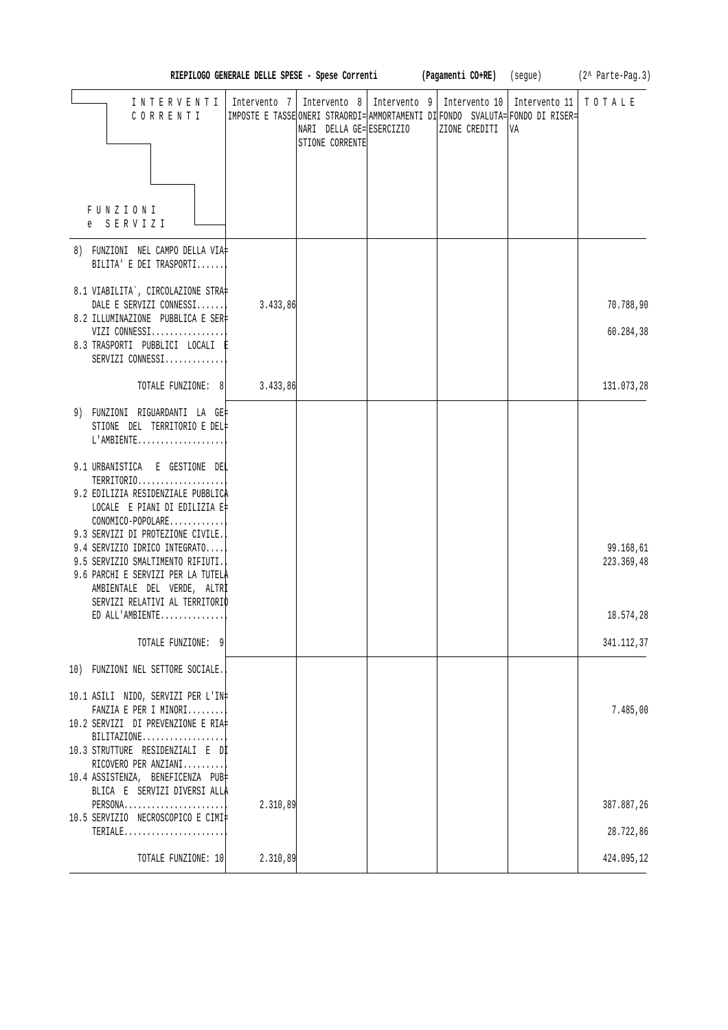**RIEPILOGO GENERALE DELLE SPESE - Spese Correnti (Pagamenti CO+RE)** (segue) (2^ Parte-Pag.3)

| INTERVENTI CORRENTI / FUNZIONI e SERVIZI | Intervento 7 IMPOSTE E TASSE | Intervento 8 ONERI STRAORDINARI DELLA GESTIONE CORRENTE | Intervento 9 AMMORTAMENTI DI ESERCIZIO | Intervento 10 FONDO SVALUTAZIONE CREDITI | Intervento 11 FONDO DI RISERVA | TOTALE |
|---|---|---|---|---|---|---|
| 8) FUNZIONI NEL CAMPO DELLA VIABILITA' E DEI TRASPORTI....... | | | | | | |
| 8.1 VIABILITA`, CIRCOLAZIONE STRADALE E SERVIZI CONNESSI....... | 3.433,86 | | | | | 70.788,90 |
| 8.2 ILLUMINAZIONE PUBBLICA E SERVIZI CONNESSI................ | | | | | | 60.284,38 |
| 8.3 TRASPORTI PUBBLICI LOCALI E SERVIZI CONNESSI............. | | | | | | |
| TOTALE FUNZIONE: 8 | 3.433,86 | | | | | 131.073,28 |
| 9) FUNZIONI RIGUARDANTI LA GESTIONE DEL TERRITORIO E DELL'AMBIENTE................... | | | | | | |
| 9.1 URBANISTICA E GESTIONE DEL TERRITORIO................... | | | | | | |
| 9.2 EDILIZIA RESIDENZIALE PUBBLICA LOCALE E PIANI DI EDILIZIA ECONOMICO-POPOLARE............ | | | | | | |
| 9.3 SERVIZI DI PROTEZIONE CIVILE.. | | | | | | |
| 9.4 SERVIZIO IDRICO INTEGRATO..... | | | | | | 99.168,61 |
| 9.5 SERVIZIO SMALTIMENTO RIFIUTI.. | | | | | | 223.369,48 |
| 9.6 PARCHI E SERVIZI PER LA TUTELA AMBIENTALE DEL VERDE, ALTRI SERVIZI RELATIVI AL TERRITORIO ED ALL'AMBIENTE.............. | | | | | | 18.574,28 |
| TOTALE FUNZIONE: 9 | | | | | | 341.112,37 |
| 10) FUNZIONI NEL SETTORE SOCIALE.. | | | | | | |
| 10.1 ASILI NIDO, SERVIZI PER L'INFANZIA E PER I MINORI........ | | | | | | 7.485,00 |
| 10.2 SERVIZI DI PREVENZIONE E RIABILITAZIONE.................. | | | | | | |
| 10.3 STRUTTURE RESIDENZIALI E DI RICOVERO PER ANZIANI......... | | | | | | |
| 10.4 ASSISTENZA, BENEFICENZA PUBBLICA E SERVIZI DIVERSI ALLA PERSONA...................... | 2.310,89 | | | | | 387.887,26 |
| 10.5 SERVIZIO NECROSCOPICO E CIMITERIALE...................... | | | | | | 28.722,86 |
| TOTALE FUNZIONE: 10 | 2.310,89 | | | | | 424.095,12 |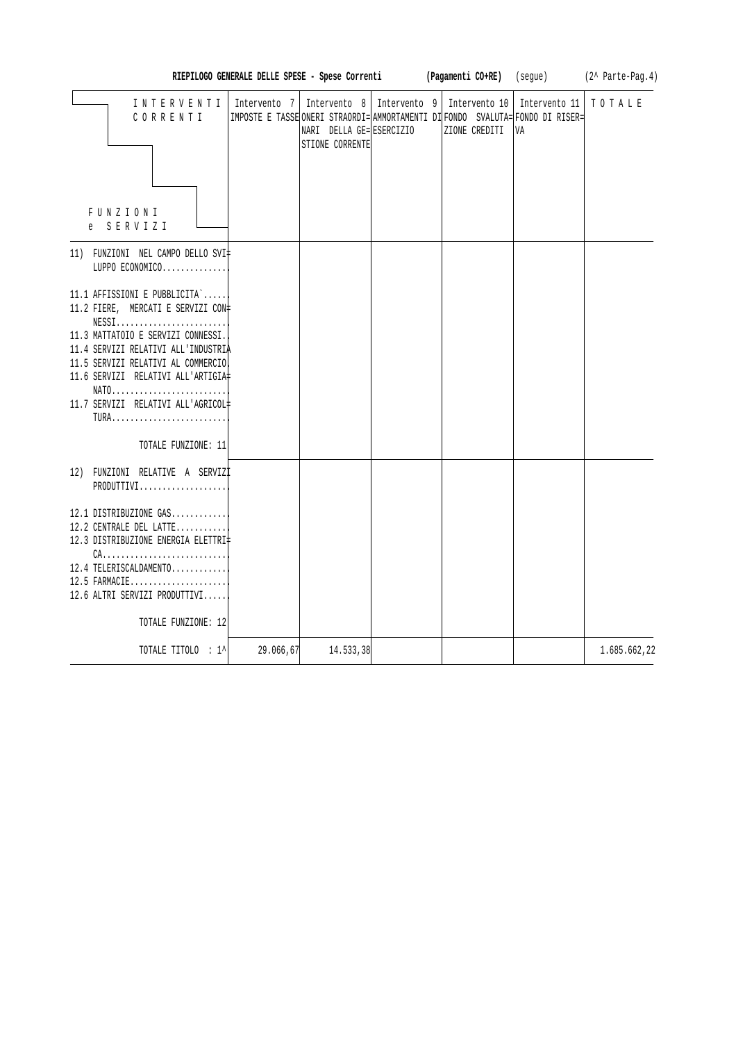**RIEPILOGO GENERALE DELLE SPESE - Spese Correnti (Pagamenti CO+RE)** (segue) (2^ Parte-Pag.4)

| INTERVENTI CORRENTI / FUNZIONI e SERVIZI | Intervento 7 IMPOSTE E TASSE | Intervento 8 ONERI STRAORDINARI DELLA GESTIONE CORRENTE | Intervento 9 AMMORTAMENTI DI ESERCIZIO | Intervento 10 FONDO SVALUTAZIONE CREDITI | Intervento 11 FONDO DI RISERVA | TOTALE |
|---|---|---|---|---|---|---|
| 11) FUNZIONI NEL CAMPO DELLO SVILUPPO ECONOMICO.............. | | | | | | |
| 11.1 AFFISSIONI E PUBBLICITA`...... | | | | | | |
| 11.2 FIERE, MERCATI E SERVIZI CONNESSI........................ | | | | | | |
| 11.3 MATTATOIO E SERVIZI CONNESSI.. | | | | | | |
| 11.4 SERVIZI RELATIVI ALL'INDUSTRIA | | | | | | |
| 11.5 SERVIZI RELATIVI AL COMMERCIO. | | | | | | |
| 11.6 SERVIZI RELATIVI ALL'ARTIGIANATO......................... | | | | | | |
| 11.7 SERVIZI RELATIVI ALL'AGRICOLTURA......................... | | | | | | |
| TOTALE FUNZIONE: 11 | | | | | | |
| 12) FUNZIONI RELATIVE A SERVIZI PRODUTTIVI................... | | | | | | |
| 12.1 DISTRIBUZIONE GAS............ | | | | | | |
| 12.2 CENTRALE DEL LATTE........... | | | | | | |
| 12.3 DISTRIBUZIONE ENERGIA ELETTRICA........................... | | | | | | |
| 12.4 TELERISCALDAMENTO............ | | | | | | |
| 12.5 FARMACIE..................... | | | | | | |
| 12.6 ALTRI SERVIZI PRODUTTIVI...... | | | | | | |
| TOTALE FUNZIONE: 12 | | | | | | |
| TOTALE TITOLO : 1^ | 29.066,67 | 14.533,38 | | | | 1.685.662,22 |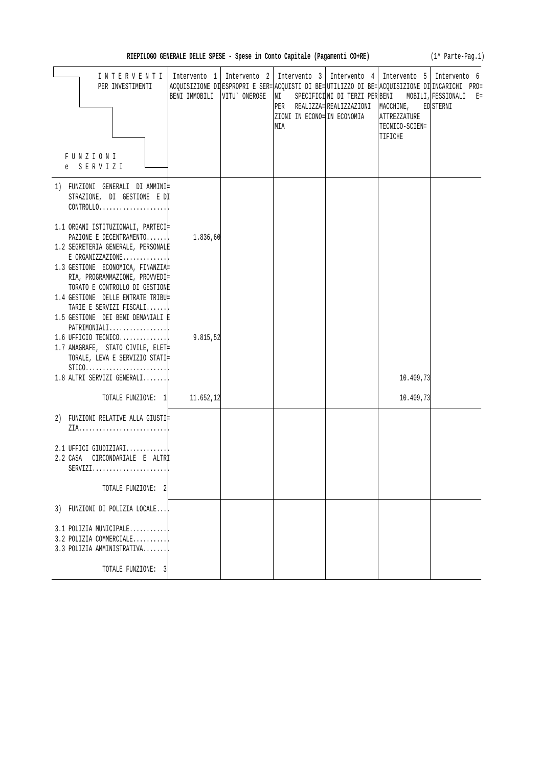**RIEPILOGO GENERALE DELLE SPESE - Spese in Conto Capitale (Pagamenti CO+RE)** (1^ Parte-Pag.1)

| INTERVENTI PER INVESTIMENTI / FUNZIONI e SERVIZI | Intervento 1 ACQUISIZIONE DI BENI IMMOBILI | Intervento 2 ESPROPRI E SERVITU` ONEROSE | Intervento 3 ACQUISTI DI BENI PER REALIZZAZIONI IN ECONOMIA | Intervento 4 UTILIZZO DI BENI DI TERZI PER REALIZZAZIONI IN ECONOMIA | Intervento 5 ACQUISIZIONE DI BENI MOBILI, MACCHINE, ATTREZZATURE TECNICO-SCIENTIFICHE | Intervento 6 INCARICHI PROFESSIONALI ESTERNI |
|---|---|---|---|---|---|---|
| 1) FUNZIONI GENERALI DI AMMINISTRAZIONE, DI GESTIONE E DI CONTROLLO | | | | | | |
| 1.1 ORGANI ISTITUZIONALI, PARTECIPAZIONE E DECENTRAMENTO | 1.836,60 | | | | | |
| 1.2 SEGRETERIA GENERALE, PERSONALE E ORGANIZZAZIONE | | | | | | |
| 1.3 GESTIONE ECONOMICA, FINANZIARIA, PROGRAMMAZIONE, PROVVEDITORATO E CONTROLLO DI GESTIONE | | | | | | |
| 1.4 GESTIONE DELLE ENTRATE TRIBUTARIE E SERVIZI FISCALI | | | | | | |
| 1.5 GESTIONE DEI BENI DEMANIALI E PATRIMONIALI | | | | | | |
| 1.6 UFFICIO TECNICO | 9.815,52 | | | | | |
| 1.7 ANAGRAFE, STATO CIVILE, ELETTORALE, LEVA E SERVIZIO STATISTICO | | | | | | |
| 1.8 ALTRI SERVIZI GENERALI | | | | | 10.409,73 | |
| TOTALE FUNZIONE: 1 | 11.652,12 | | | | 10.409,73 | |
| 2) FUNZIONI RELATIVE ALLA GIUSTIZIA | | | | | | |
| 2.1 UFFICI GIUDIZIARI | | | | | | |
| 2.2 CASA CIRCONDARIALE E ALTRI SERVIZI | | | | | | |
| TOTALE FUNZIONE: 2 | | | | | | |
| 3) FUNZIONI DI POLIZIA LOCALE | | | | | | |
| 3.1 POLIZIA MUNICIPALE | | | | | | |
| 3.2 POLIZIA COMMERCIALE | | | | | | |
| 3.3 POLIZIA AMMINISTRATIVA | | | | | | |
| TOTALE FUNZIONE: 3 | | | | | | |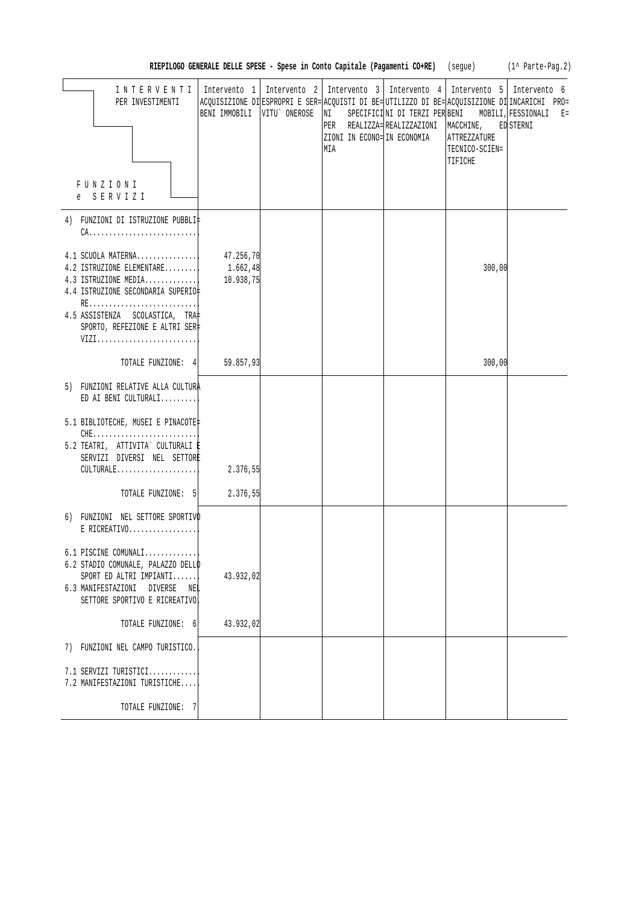**RIEPILOGO GENERALE DELLE SPESE - Spese in Conto Capitale (Pagamenti CO+RE)** (segue) (1^ Parte-Pag.2)

| INTERVENTI PER INVESTIMENTI / FUNZIONI e SERVIZI | Intervento 1 ACQUISIZIONE DI BENI IMMOBILI | Intervento 2 ESPROPRI E SERVITU` ONEROSE | Intervento 3 ACQUISTI DI BENI SPECIFICI PER REALIZZAZIONI IN ECONOMIA | Intervento 4 UTILIZZO DI BENI DI TERZI PER REALIZZAZIONI IN ECONOMIA | Intervento 5 ACQUISIZIONE DI BENI MOBILI, MACCHINE, ATTREZZATURE TECNICO-SCIENTIFICHE | Intervento 6 INCARICHI PROFESSIONALI ESTERNI |
|---|---|---|---|---|---|---|
| 4) FUNZIONI DI ISTRUZIONE PUBBLICA | | | | | | |
| 4.1 SCUOLA MATERNA | 47.256,70 | | | | | |
| 4.2 ISTRUZIONE ELEMENTARE | 1.662,48 | | | | 300,00 | |
| 4.3 ISTRUZIONE MEDIA | 10.938,75 | | | | | |
| 4.4 ISTRUZIONE SECONDARIA SUPERIORE | | | | | | |
| 4.5 ASSISTENZA SCOLASTICA, TRASPORTO, REFEZIONE E ALTRI SERVIZI | | | | | | |
| TOTALE FUNZIONE: 4 | 59.857,93 | | | | 300,00 | |
| 5) FUNZIONI RELATIVE ALLA CULTURA ED AI BENI CULTURALI | | | | | | |
| 5.1 BIBLIOTECHE, MUSEI E PINACOTECHE | | | | | | |
| 5.2 TEATRI, ATTIVITA` CULTURALI E SERVIZI DIVERSI NEL SETTORE CULTURALE | 2.376,55 | | | | | |
| TOTALE FUNZIONE: 5 | 2.376,55 | | | | | |
| 6) FUNZIONI NEL SETTORE SPORTIVO E RICREATIVO | | | | | | |
| 6.1 PISCINE COMUNALI | | | | | | |
| 6.2 STADIO COMUNALE, PALAZZO DELLO SPORT ED ALTRI IMPIANTI | 43.932,02 | | | | | |
| 6.3 MANIFESTAZIONI DIVERSE NEL SETTORE SPORTIVO E RICREATIVO | | | | | | |
| TOTALE FUNZIONE: 6 | 43.932,02 | | | | | |
| 7) FUNZIONI NEL CAMPO TURISTICO | | | | | | |
| 7.1 SERVIZI TURISTICI | | | | | | |
| 7.2 MANIFESTAZIONI TURISTICHE | | | | | | |
| TOTALE FUNZIONE: 7 | | | | | | |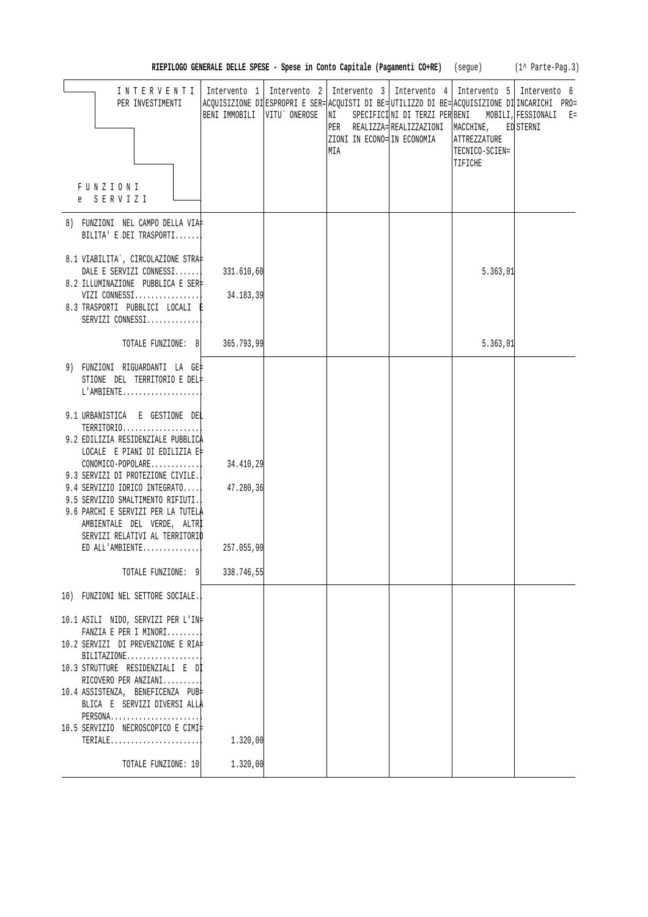**RIEPILOGO GENERALE DELLE SPESE - Spese in Conto Capitale (Pagamenti CO+RE)** (segue) (1^ Parte-Pag.3)

| INTERVENTI PER INVESTIMENTI / FUNZIONI e SERVIZI | Intervento 1 ACQUISIZIONE DI BENI IMMOBILI | Intervento 2 ESPROPRI E SERVITU` ONEROSE | Intervento 3 ACQUISTI DI BENI PER REALIZZAZIONI IN ECONOMIA | Intervento 4 UTILIZZO DI BENI DI TERZI PER REALIZZAZIONI IN ECONOMIA | Intervento 5 ACQUISIZIONE DI BENI MOBILI, MACCHINE, ATTREZZATURE TECNICO-SCIENTIFICHE | Intervento 6 INCARICHI PROFESSIONALI ESTERNI |
|---|---|---|---|---|---|---|
| 8) FUNZIONI NEL CAMPO DELLA VIABILITA' E DEI TRASPORTI...... | | | | | | |
| 8.1 VIABILITA`, CIRCOLAZIONE STRADALE E SERVIZI CONNESSI....... | 331.610,60 | | | | 5.363,01 | |
| 8.2 ILLUMINAZIONE PUBBLICA E SERVIZI CONNESSI................ | 34.183,39 | | | | | |
| 8.3 TRASPORTI PUBBLICI LOCALI E SERVIZI CONNESSI............. | | | | | | |
| TOTALE FUNZIONE: 8 | 365.793,99 | | | | 5.363,01 | |
| 9) FUNZIONI RIGUARDANTI LA GESTIONE DEL TERRITORIO E DELL'AMBIENTE................... | | | | | | |
| 9.1 URBANISTICA E GESTIONE DEL TERRITORIO................... | | | | | | |
| 9.2 EDILIZIA RESIDENZIALE PUBBLICA LOCALE E PIANI DI EDILIZIA ECONOMICO-POPOLARE............ | 34.410,29 | | | | | |
| 9.3 SERVIZI DI PROTEZIONE CIVILE.. | | | | | | |
| 9.4 SERVIZIO IDRICO INTEGRATO..... | 47.280,36 | | | | | |
| 9.5 SERVIZIO SMALTIMENTO RIFIUTI.. | | | | | | |
| 9.6 PARCHI E SERVIZI PER LA TUTELA AMBIENTALE DEL VERDE, ALTRI SERVIZI RELATIVI AL TERRITORIO ED ALL'AMBIENTE.............. | 257.055,90 | | | | | |
| TOTALE FUNZIONE: 9 | 338.746,55 | | | | | |
| 10) FUNZIONI NEL SETTORE SOCIALE.. | | | | | | |
| 10.1 ASILI NIDO, SERVIZI PER L'INFANZIA E PER I MINORI........ | | | | | | |
| 10.2 SERVIZI DI PREVENZIONE E RIABILITAZIONE.................. | | | | | | |
| 10.3 STRUTTURE RESIDENZIALI E DI RICOVERO PER ANZIANI......... | | | | | | |
| 10.4 ASSISTENZA, BENEFICENZA PUBBLICA E SERVIZI DIVERSI ALLA PERSONA...................... | | | | | | |
| 10.5 SERVIZIO NECROSCOPICO E CIMITERIALE...................... | 1.320,00 | | | | | |
| TOTALE FUNZIONE: 10 | 1.320,00 | | | | | |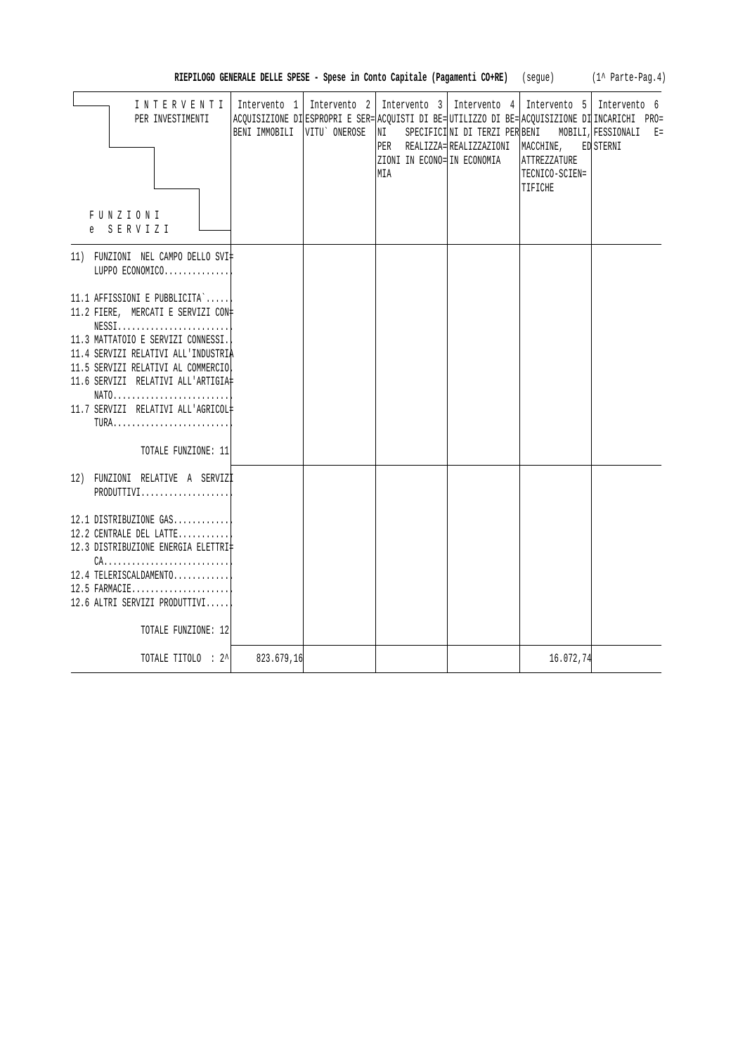**RIEPILOGO GENERALE DELLE SPESE - Spese in Conto Capitale (Pagamenti CO+RE)** (segue) (1^ Parte-Pag.4)

| INTERVENTI PER INVESTIMENTI / FUNZIONI e SERVIZI | Intervento 1 ACQUISIZIONE DI BENI IMMOBILI | Intervento 2 ESPROPRI E SERVITU` ONEROSE | Intervento 3 ACQUISTI DI BENI SPECIFICI PER REALIZZAZIONI IN ECONOMIA | Intervento 4 UTILIZZO DI BENI DI TERZI PER REALIZZAZIONI IN ECONOMIA | Intervento 5 ACQUISIZIONE DI BENI MOBILI, MACCHINE, ATTREZZATURE TECNICO-SCIENTIFICHE | Intervento 6 INCARICHI PROFESSIONALI ESTERNI |
|---|---|---|---|---|---|---|
| 11) FUNZIONI NEL CAMPO DELLO SVILUPPO ECONOMICO.............. | | | | | | |
| 11.1 AFFISSIONI E PUBBLICITA`...... | | | | | | |
| 11.2 FIERE, MERCATI E SERVIZI CONNESSI........................ | | | | | | |
| 11.3 MATTATOIO E SERVIZI CONNESSI.. | | | | | | |
| 11.4 SERVIZI RELATIVI ALL'INDUSTRIA | | | | | | |
| 11.5 SERVIZI RELATIVI AL COMMERCIO. | | | | | | |
| 11.6 SERVIZI RELATIVI ALL'ARTIGIANATO......................... | | | | | | |
| 11.7 SERVIZI RELATIVI ALL'AGRICOLTURA......................... | | | | | | |
| TOTALE FUNZIONE: 11 | | | | | | |
| 12) FUNZIONI RELATIVE A SERVIZI PRODUTTIVI................... | | | | | | |
| 12.1 DISTRIBUZIONE GAS............ | | | | | | |
| 12.2 CENTRALE DEL LATTE........... | | | | | | |
| 12.3 DISTRIBUZIONE ENERGIA ELETTRICA........................... | | | | | | |
| 12.4 TELERISCALDAMENTO............ | | | | | | |
| 12.5 FARMACIE..................... | | | | | | |
| 12.6 ALTRI SERVIZI PRODUTTIVI...... | | | | | | |
| TOTALE FUNZIONE: 12 | | | | | | |
| TOTALE TITOLO : 2^ | 823.679,16 | | | | 16.072,74 | |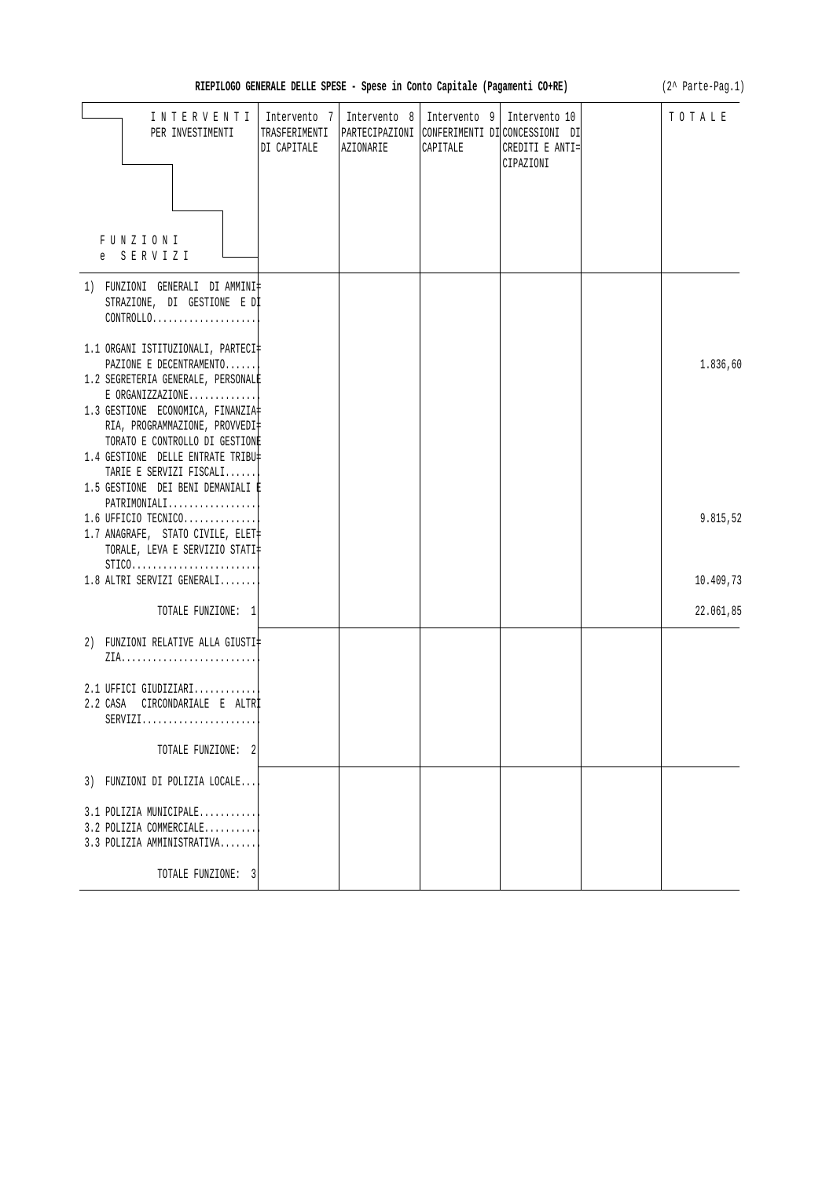**RIEPILOGO GENERALE DELLE SPESE - Spese in Conto Capitale (Pagamenti CO+RE)**

(2^ Parte-Pag.1)

| INTERVENTI PER INVESTIMENTI / FUNZIONI e SERVIZI | Intervento 7 TRASFERIMENTI DI CAPITALE | Intervento 8 PARTECIPAZIONI AZIONARIE | Intervento 9 CONFERIMENTI DI CAPITALE | Intervento 10 CONCESSIONI DI CREDITI E ANTICIPAZIONI | | TOTALE |
|---|---|---|---|---|---|---|
| 1) FUNZIONI GENERALI DI AMMINISTRAZIONE, DI GESTIONE E DI CONTROLLO | | | | | | |
| 1.1 ORGANI ISTITUZIONALI, PARTECIPAZIONE E DECENTRAMENTO | | | | | | 1.836,60 |
| 1.2 SEGRETERIA GENERALE, PERSONALE E ORGANIZZAZIONE | | | | | | |
| 1.3 GESTIONE ECONOMICA, FINANZIARIA, PROGRAMMAZIONE, PROVVEDITORATO E CONTROLLO DI GESTIONE | | | | | | |
| 1.4 GESTIONE DELLE ENTRATE TRIBUTARIE E SERVIZI FISCALI | | | | | | |
| 1.5 GESTIONE DEI BENI DEMANIALI E PATRIMONIALI | | | | | | |
| 1.6 UFFICIO TECNICO | | | | | | 9.815,52 |
| 1.7 ANAGRAFE, STATO CIVILE, ELETTORALE, LEVA E SERVIZIO STATISTICO | | | | | | |
| 1.8 ALTRI SERVIZI GENERALI | | | | | | 10.409,73 |
| TOTALE FUNZIONE: 1 | | | | | | 22.061,85 |
| 2) FUNZIONI RELATIVE ALLA GIUSTIZIA | | | | | | |
| 2.1 UFFICI GIUDIZIARI | | | | | | |
| 2.2 CASA CIRCONDARIALE E ALTRI SERVIZI | | | | | | |
| TOTALE FUNZIONE: 2 | | | | | | |
| 3) FUNZIONI DI POLIZIA LOCALE | | | | | | |
| 3.1 POLIZIA MUNICIPALE | | | | | | |
| 3.2 POLIZIA COMMERCIALE | | | | | | |
| 3.3 POLIZIA AMMINISTRATIVA | | | | | | |
| TOTALE FUNZIONE: 3 | | | | | | |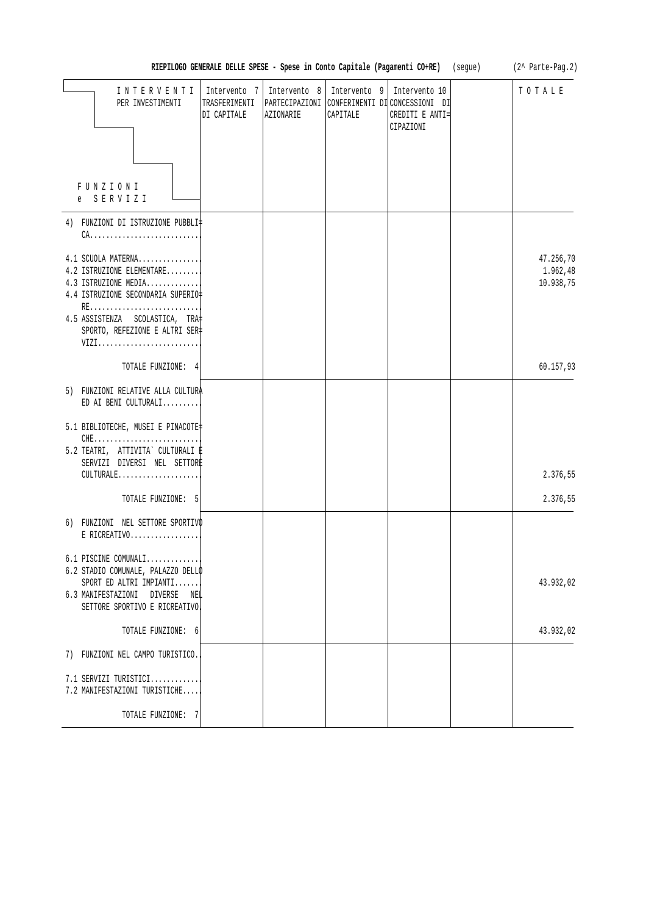**RIEPILOGO GENERALE DELLE SPESE - Spese in Conto Capitale (Pagamenti CO+RE)** (segue) (2^ Parte-Pag.2)

| INTERVENTI PER INVESTIMENTI / FUNZIONI e SERVIZI | Intervento 7 TRASFERIMENTI DI CAPITALE | Intervento 8 PARTECIPAZIONI AZIONARIE | Intervento 9 CONFERIMENTI DI CAPITALE | Intervento 10 CONCESSIONI DI CREDITI E ANTICIPAZIONI | | TOTALE |
|---|---|---|---|---|---|---|
| 4) FUNZIONI DI ISTRUZIONE PUBBLICA | | | | | | |
| 4.1 SCUOLA MATERNA | | | | | | 47.256,70 |
| 4.2 ISTRUZIONE ELEMENTARE | | | | | | 1.962,48 |
| 4.3 ISTRUZIONE MEDIA | | | | | | 10.938,75 |
| 4.4 ISTRUZIONE SECONDARIA SUPERIORE | | | | | | |
| 4.5 ASSISTENZA SCOLASTICA, TRASPORTO, REFEZIONE E ALTRI SERVIZI | | | | | | |
| TOTALE FUNZIONE: 4 | | | | | | 60.157,93 |
| 5) FUNZIONI RELATIVE ALLA CULTURA ED AI BENI CULTURALI | | | | | | |
| 5.1 BIBLIOTECHE, MUSEI E PINACOTECHE | | | | | | |
| 5.2 TEATRI, ATTIVITA` CULTURALI E SERVIZI DIVERSI NEL SETTORE CULTURALE | | | | | | 2.376,55 |
| TOTALE FUNZIONE: 5 | | | | | | 2.376,55 |
| 6) FUNZIONI NEL SETTORE SPORTIVO E RICREATIVO | | | | | | |
| 6.1 PISCINE COMUNALI | | | | | | |
| 6.2 STADIO COMUNALE, PALAZZO DELLO SPORT ED ALTRI IMPIANTI | | | | | | 43.932,02 |
| 6.3 MANIFESTAZIONI DIVERSE NEL SETTORE SPORTIVO E RICREATIVO | | | | | | |
| TOTALE FUNZIONE: 6 | | | | | | 43.932,02 |
| 7) FUNZIONI NEL CAMPO TURISTICO | | | | | | |
| 7.1 SERVIZI TURISTICI | | | | | | |
| 7.2 MANIFESTAZIONI TURISTICHE | | | | | | |
| TOTALE FUNZIONE: 7 | | | | | | |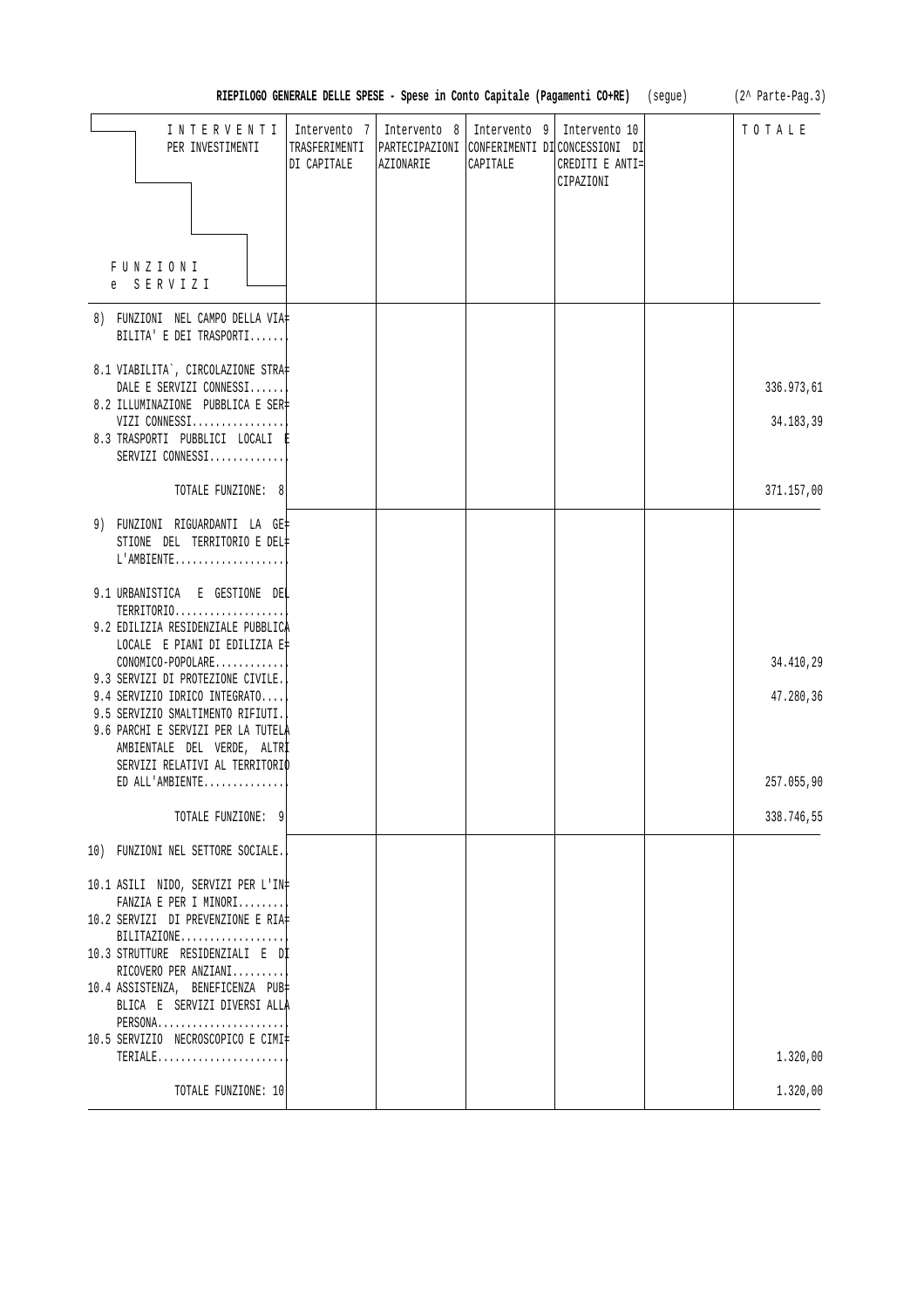**RIEPILOGO GENERALE DELLE SPESE - Spese in Conto Capitale (Pagamenti CO+RE)** (segue) (2^ Parte-Pag.3)

| INTERVENTI PER INVESTIMENTI / FUNZIONI e SERVIZI | Intervento 7 TRASFERIMENTI DI CAPITALE | Intervento 8 PARTECIPAZIONI AZIONARIE | Intervento 9 CONFERIMENTI DI CAPITALE | Intervento 10 CONCESSIONI DI CREDITI E ANTICIPAZIONI | | TOTALE |
|---|---|---|---|---|---|---|
| 8) FUNZIONI NEL CAMPO DELLA VIABILITA' E DEI TRASPORTI....... | | | | | | |
| 8.1 VIABILITA`, CIRCOLAZIONE STRADALE E SERVIZI CONNESSI....... | | | | | | 336.973,61 |
| 8.2 ILLUMINAZIONE PUBBLICA E SERVIZI CONNESSI................. | | | | | | 34.183,39 |
| 8.3 TRASPORTI PUBBLICI LOCALI E SERVIZI CONNESSI............. | | | | | | |
| TOTALE FUNZIONE: 8 | | | | | | 371.157,00 |
| 9) FUNZIONI RIGUARDANTI LA GESTIONE DEL TERRITORIO E DELL'AMBIENTE.................... | | | | | | |
| 9.1 URBANISTICA E GESTIONE DEL TERRITORIO.................... | | | | | | |
| 9.2 EDILIZIA RESIDENZIALE PUBBLICA LOCALE E PIANI DI EDILIZIA ECONOMICO-POPOLARE............ | | | | | | 34.410,29 |
| 9.3 SERVIZI DI PROTEZIONE CIVILE.. | | | | | | |
| 9.4 SERVIZIO IDRICO INTEGRATO..... | | | | | | 47.280,36 |
| 9.5 SERVIZIO SMALTIMENTO RIFIUTI.. | | | | | | |
| 9.6 PARCHI E SERVIZI PER LA TUTELA AMBIENTALE DEL VERDE, ALTRI SERVIZI RELATIVI AL TERRITORIO ED ALL'AMBIENTE.............. | | | | | | 257.055,90 |
| TOTALE FUNZIONE: 9 | | | | | | 338.746,55 |
| 10) FUNZIONI NEL SETTORE SOCIALE.. | | | | | | |
| 10.1 ASILI NIDO, SERVIZI PER L'INFANZIA E PER I MINORI......... | | | | | | |
| 10.2 SERVIZI DI PREVENZIONE E RIABILITAZIONE.................. | | | | | | |
| 10.3 STRUTTURE RESIDENZIALI E DI RICOVERO PER ANZIANI......... | | | | | | |
| 10.4 ASSISTENZA, BENEFICENZA PUBBLICA E SERVIZI DIVERSI ALLA PERSONA....................... | | | | | | |
| 10.5 SERVIZIO NECROSCOPICO E CIMITERIALE....................... | | | | | | 1.320,00 |
| TOTALE FUNZIONE: 10 | | | | | | 1.320,00 |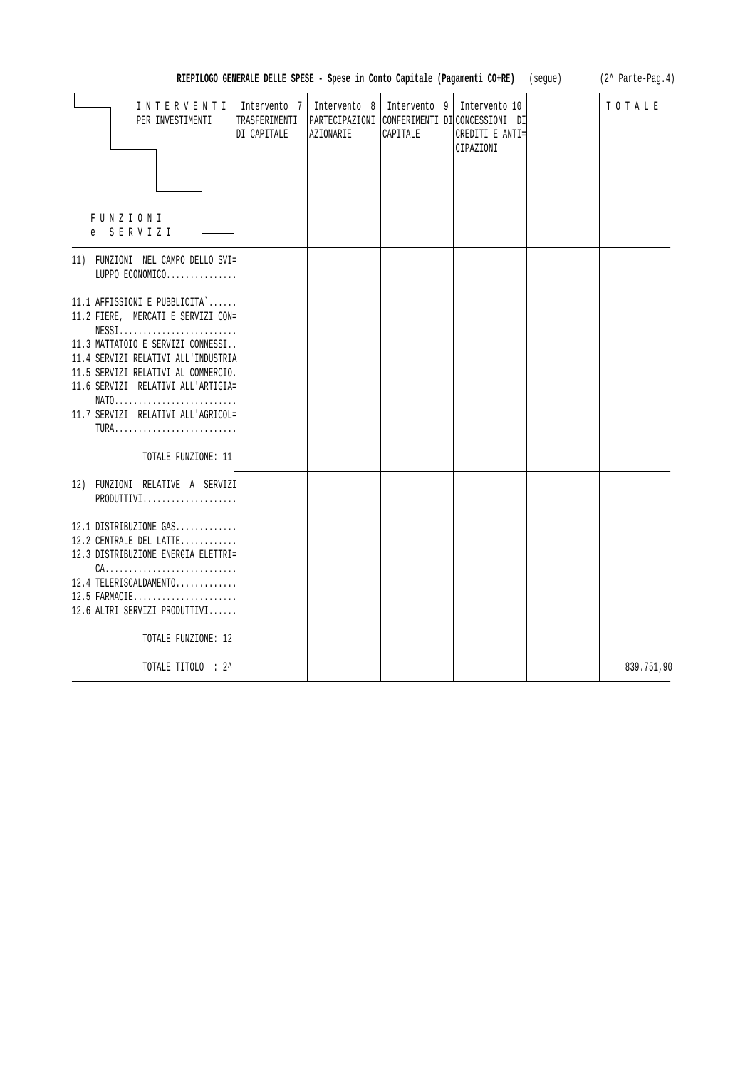**RIEPILOGO GENERALE DELLE SPESE - Spese in Conto Capitale (Pagamenti CO+RE)** (segue) (2^ Parte-Pag.4)

| INTERVENTI PER INVESTIMENTI / FUNZIONI e SERVIZI | Intervento 7 TRASFERIMENTI DI CAPITALE | Intervento 8 PARTECIPAZIONI AZIONARIE | Intervento 9 CONFERIMENTI DI CAPITALE | Intervento 10 CONCESSIONI DI CREDITI E ANTICIPAZIONI | | TOTALE |
|---|---|---|---|---|---|---|
| 11) FUNZIONI NEL CAMPO DELLO SVILUPPO ECONOMICO.............. | | | | | | |
| 11.1 AFFISSIONI E PUBBLICITA`...... | | | | | | |
| 11.2 FIERE, MERCATI E SERVIZI CONNESSI........................ | | | | | | |
| 11.3 MATTATOIO E SERVIZI CONNESSI.. | | | | | | |
| 11.4 SERVIZI RELATIVI ALL'INDUSTRIA | | | | | | |
| 11.5 SERVIZI RELATIVI AL COMMERCIO. | | | | | | |
| 11.6 SERVIZI RELATIVI ALL'ARTIGIANATO......................... | | | | | | |
| 11.7 SERVIZI RELATIVI ALL'AGRICOLTURA......................... | | | | | | |
| TOTALE FUNZIONE: 11 | | | | | | |
| 12) FUNZIONI RELATIVE A SERVIZI PRODUTTIVI................... | | | | | | |
| 12.1 DISTRIBUZIONE GAS............ | | | | | | |
| 12.2 CENTRALE DEL LATTE........... | | | | | | |
| 12.3 DISTRIBUZIONE ENERGIA ELETTRICA........................... | | | | | | |
| 12.4 TELERISCALDAMENTO............ | | | | | | |
| 12.5 FARMACIE..................... | | | | | | |
| 12.6 ALTRI SERVIZI PRODUTTIVI...... | | | | | | |
| TOTALE FUNZIONE: 12 | | | | | | |
| TOTALE TITOLO : 2^ | | | | | | 839.751,90 |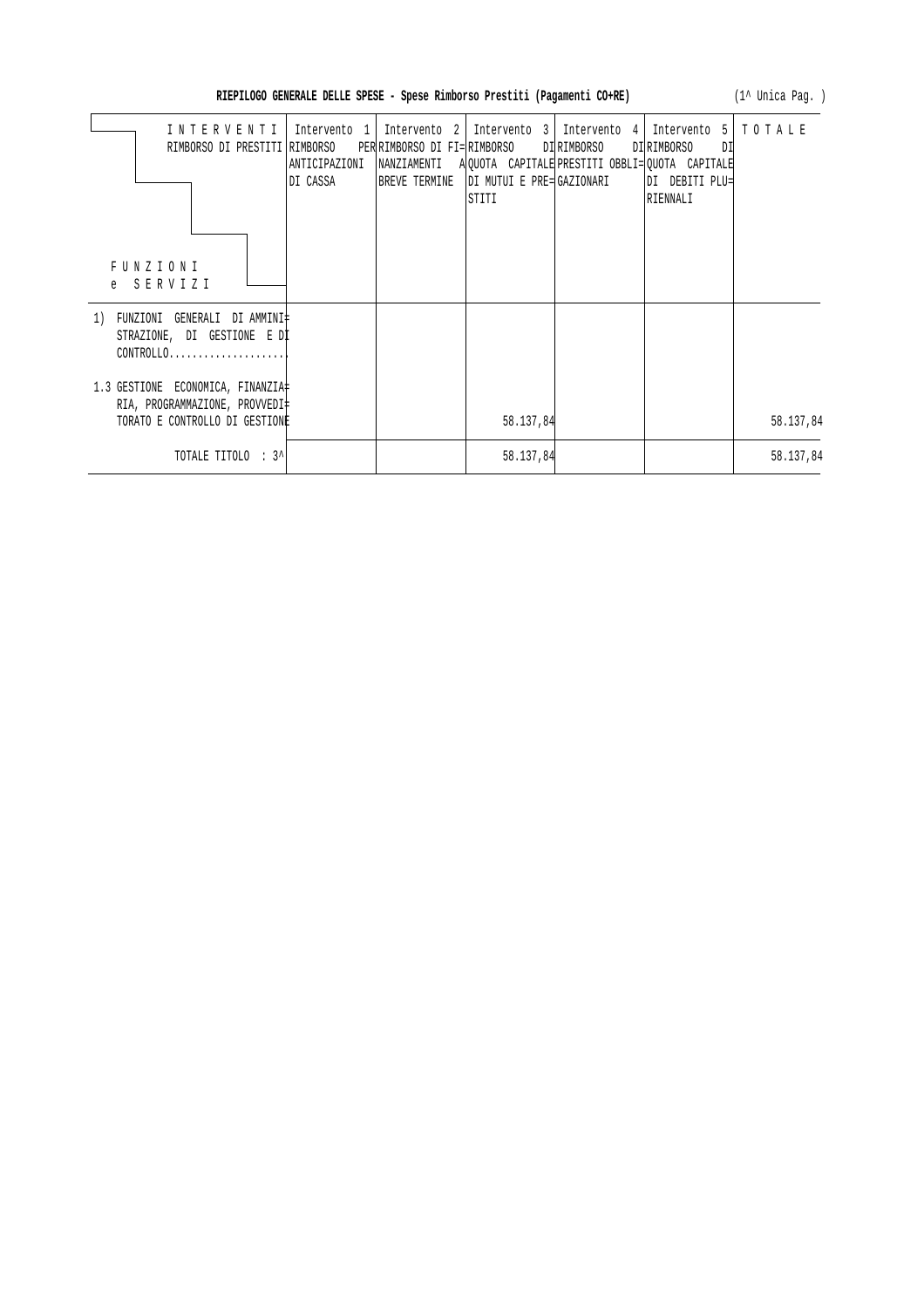**RIEPILOGO GENERALE DELLE SPESE - Spese Rimborso Prestiti (Pagamenti CO+RE)** (1^ Unica Pag. )

| INTERVENTI RIMBORSO DI PRESTITI / FUNZIONI e SERVIZI | Intervento 1 RIMBORSO PER ANTICIPAZIONI DI CASSA | Intervento 2 RIMBORSO DI FI= NANZIAMENTI A BREVE TERMINE | Intervento 3 RIMBORSO DI QUOTA CAPITALE DI MUTUI E PRE= STITI | Intervento 4 RIMBORSO DI PRESTITI OBBLI= GAZIONARI | Intervento 5 RIMBORSO DI QUOTA CAPITALE DI DEBITI PLU= RIENNALI | TOTALE |
|---|---|---|---|---|---|---|
| 1) FUNZIONI GENERALI DI AMMINI= STRAZIONE, DI GESTIONE E DI CONTROLLO.................... | | | | | | |
| 1.3 GESTIONE ECONOMICA, FINANZIA= RIA, PROGRAMMAZIONE, PROVVEDI= TORATO E CONTROLLO DI GESTIONE | | | 58.137,84 | | | 58.137,84 |
| TOTALE TITOLO : 3^ | | | 58.137,84 | | | 58.137,84 |